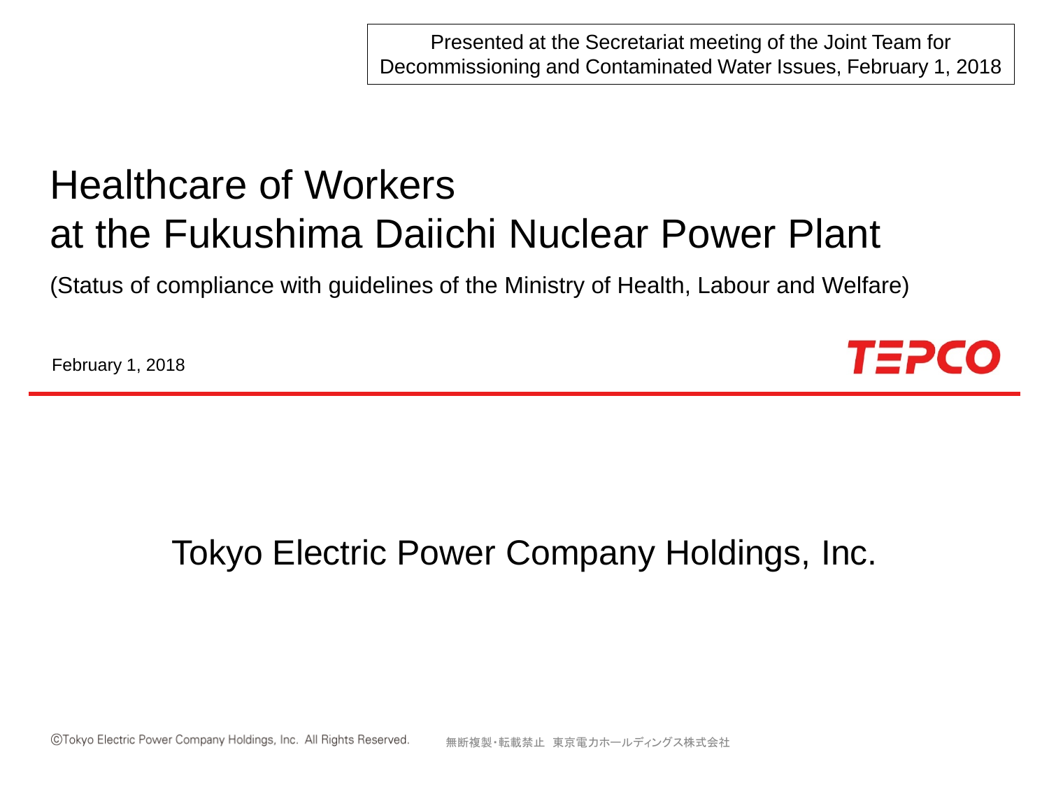Presented at the Secretariat meeting of the Joint Team for Decommissioning and Contaminated Water Issues, February 1, 2018

# Healthcare of Workers at the Fukushima Daiichi Nuclear Power Plant

(Status of compliance with guidelines of the Ministry of Health, Labour and Welfare)

February 1, 2018

TEPCO

Tokyo Electric Power Company Holdings, Inc.

©Tokyo Electric Power Company Holdings, Inc. All Rights Reserved. 無断複製・転載禁止 東京電力ホールディングス株式会社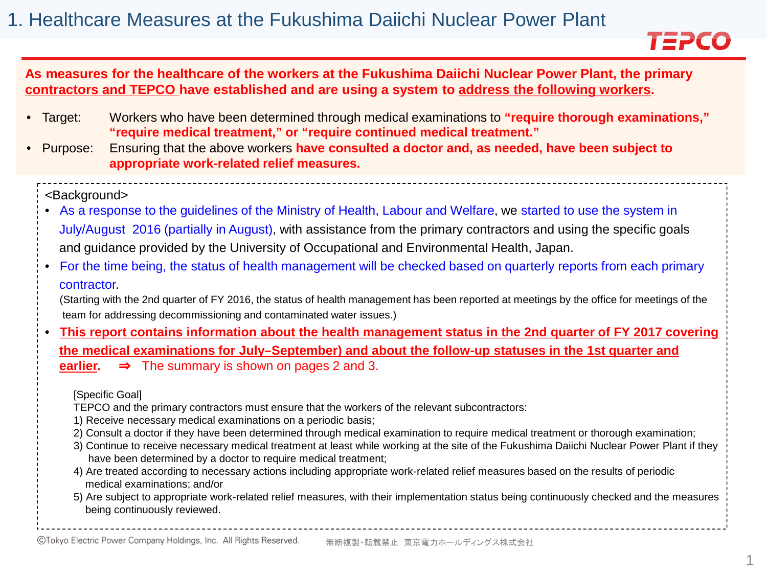# 1. Healthcare Measures at the Fukushima Daiichi Nuclear Power Plant

**As measures for the healthcare of the workers at the Fukushima Daiichi Nuclear Power Plant, the primary contractors and TEPCO have established and are using a system to address the following workers.**

- Target: Workers who have been determined through medical examinations to **"require thorough examinations," "require medical treatment," or "require continued medical treatment."**
- Purpose: Ensuring that the above workers **have consulted a doctor and, as needed, have been subject to appropriate work-related relief measures.**

<Background>

- As a response to the guidelines of the Ministry of Health, Labour and Welfare, we started to use the system in July/August 2016 (partially in August), with assistance from the primary contractors and using the specific goals and guidance provided by the University of Occupational and Environmental Health, Japan.
- For the time being, the status of health management will be checked based on quarterly reports from each primary contractor.
  (Starting with the 2nd quarter of FY 2016, the status of health management has been reported at meetings by the office for meetings of the team for addressing decommissioning and contaminated water issues.)
- **This report contains information about the health management status in the 2nd quarter of FY 2017 covering the medical examinations for July–September) and about the follow-up statuses in the 1st quarter and earlier.** ⇒ The summary is shown on pages 2 and 3.

[Specific Goal]
TEPCO and the primary contractors must ensure that the workers of the relevant subcontractors:
1) Receive necessary medical examinations on a periodic basis;
2) Consult a doctor if they have been determined through medical examination to require medical treatment or thorough examination;
3) Continue to receive necessary medical treatment at least while working at the site of the Fukushima Daiichi Nuclear Power Plant if they have been determined by a doctor to require medical treatment;
4) Are treated according to necessary actions including appropriate work-related relief measures based on the results of periodic medical examinations; and/or
5) Are subject to appropriate work-related relief measures, with their implementation status being continuously checked and the measures being continuously reviewed.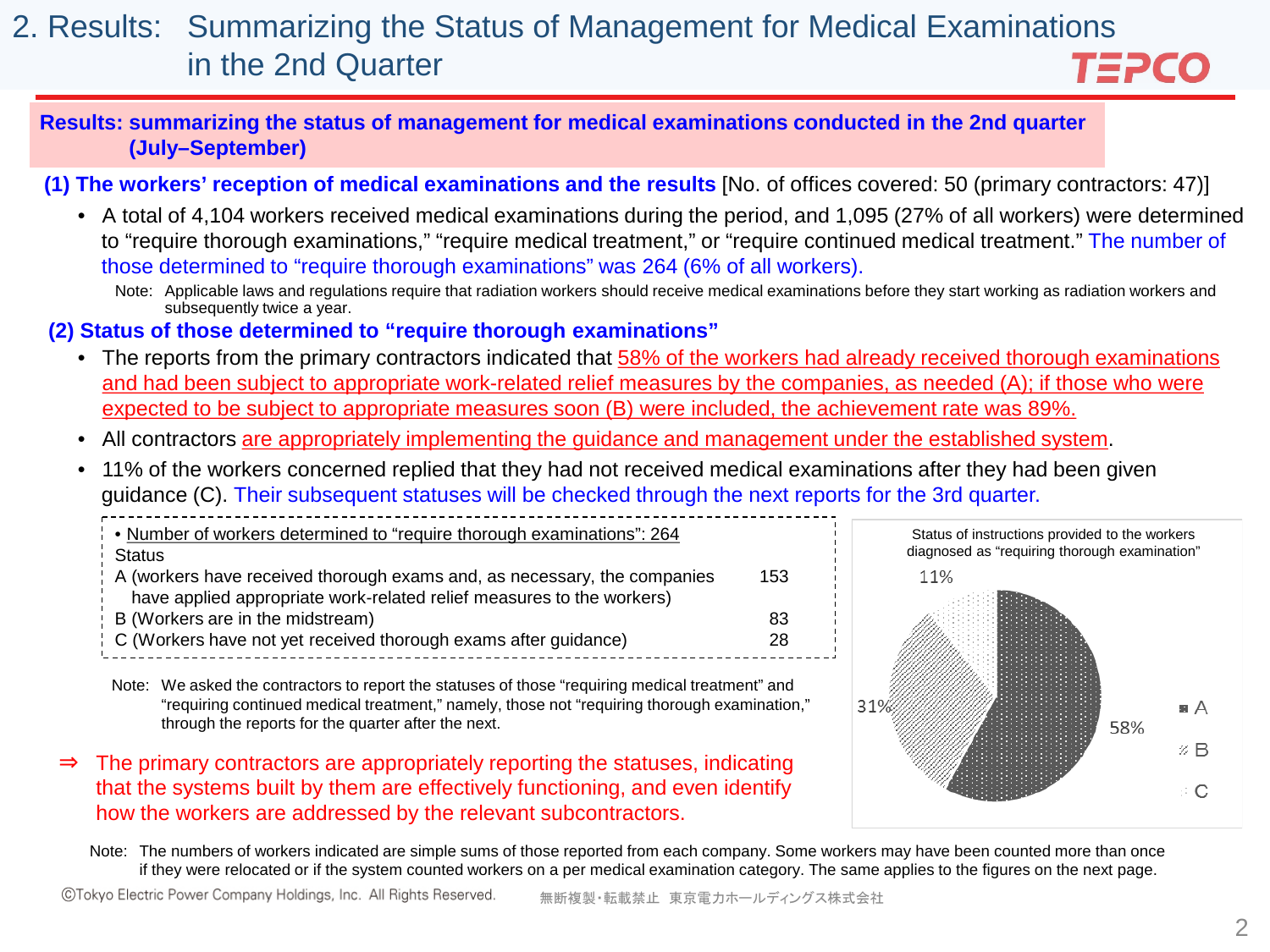# 2. Results: Summarizing the Status of Management for Medical Examinations in the 2nd Quarter

**Results: summarizing the status of management for medical examinations conducted in the 2nd quarter (July–September)**

**(1) The workers' reception of medical examinations and the results** [No. of offices covered: 50 (primary contractors: 47)]

- A total of 4,104 workers received medical examinations during the period, and 1,095 (27% of all workers) were determined to "require thorough examinations," "require medical treatment," or "require continued medical treatment." The number of those determined to "require thorough examinations" was 264 (6% of all workers).

  Note: Applicable laws and regulations require that radiation workers should receive medical examinations before they start working as radiation workers and subsequently twice a year.

**(2) Status of those determined to "require thorough examinations"**

- The reports from the primary contractors indicated that 58% of the workers had already received thorough examinations and had been subject to appropriate work-related relief measures by the companies, as needed (A); if those who were expected to be subject to appropriate measures soon (B) were included, the achievement rate was 89%.
- All contractors are appropriately implementing the guidance and management under the established system.
- 11% of the workers concerned replied that they had not received medical examinations after they had been given guidance (C). Their subsequent statuses will be checked through the next reports for the 3rd quarter.

• Number of workers determined to "require thorough examinations": 264

| Status | |
|---|---|
| A (workers have received thorough exams and, as necessary, the companies have applied appropriate work-related relief measures to the workers) | 153 |
| B (Workers are in the midstream) | 83 |
| C (Workers have not yet received thorough exams after guidance) | 28 |

Note: We asked the contractors to report the statuses of those "requiring medical treatment" and "requiring continued medical treatment," namely, those not "requiring thorough examination," through the reports for the quarter after the next.

Status of instructions provided to the workers diagnosed as "requiring thorough examination"

| Category | Share |
|---|---|
| A | 58% |
| B | 31% |
| C | 11% |

⇒ The primary contractors are appropriately reporting the statuses, indicating that the systems built by them are effectively functioning, and even identify how the workers are addressed by the relevant subcontractors.

Note: The numbers of workers indicated are simple sums of those reported from each company. Some workers may have been counted more than once if they were relocated or if the system counted workers on a per medical examination category. The same applies to the figures on the next page.

©Tokyo Electric Power Company Holdings, Inc. All Rights Reserved. 無断複製・転載禁止 東京電力ホールディングス株式会社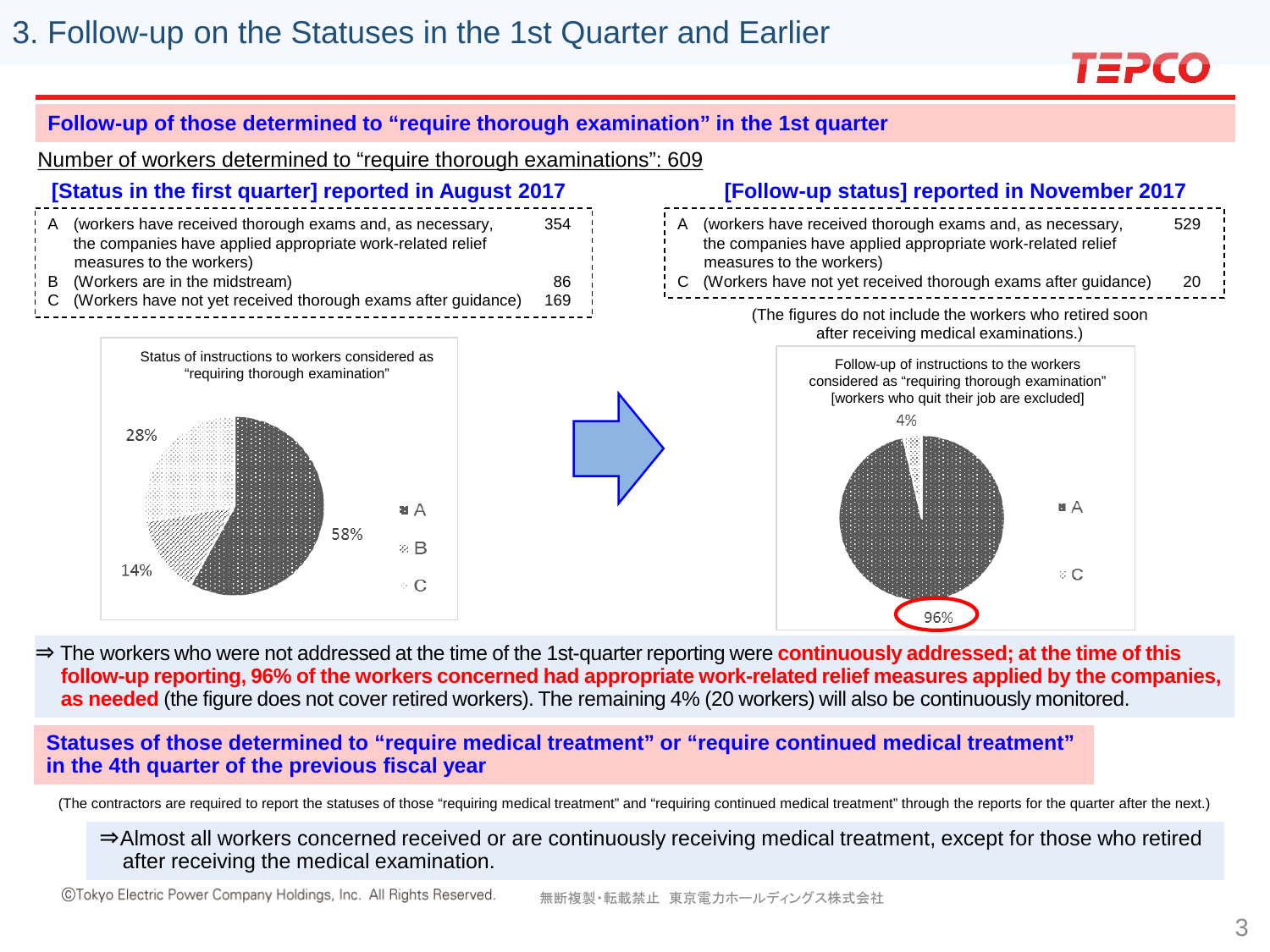# 3. Follow-up on the Statuses in the 1st Quarter and Earlier

## Follow-up of those determined to “require thorough examination” in the 1st quarter

Number of workers determined to “require thorough examinations”: 609

**[Status in the first quarter] reported in August 2017**

| | | |
|---|---|---|
| A | (workers have received thorough exams and, as necessary, the companies have applied appropriate work-related relief measures to the workers) | 354 |
| B | (Workers are in the midstream) | 86 |
| C | (Workers have not yet received thorough exams after guidance) | 169 |

Status of instructions to workers considered as “requiring thorough examination”

28%
58%
14%
A
B
C

**[Follow-up status] reported in November 2017**

| | | |
|---|---|---|
| A | (workers have received thorough exams and, as necessary, the companies have applied appropriate work-related relief measures to the workers) | 529 |
| C | (Workers have not yet received thorough exams after guidance) | 20 |

(The figures do not include the workers who retired soon after receiving medical examinations.)

Follow-up of instructions to the workers considered as “requiring thorough examination” [workers who quit their job are excluded]

4%
96%
A
C

⇒ The workers who were not addressed at the time of the 1st-quarter reporting were **continuously addressed; at the time of this follow-up reporting, 96% of the workers concerned had appropriate work-related relief measures applied by the companies, as needed** (the figure does not cover retired workers). The remaining 4% (20 workers) will also be continuously monitored.

## Statuses of those determined to “require medical treatment” or “require continued medical treatment” in the 4th quarter of the previous fiscal year

(The contractors are required to report the statuses of those “requiring medical treatment” and “requiring continued medical treatment” through the reports for the quarter after the next.)

⇒Almost all workers concerned received or are continuously receiving medical treatment, except for those who retired after receiving the medical examination.